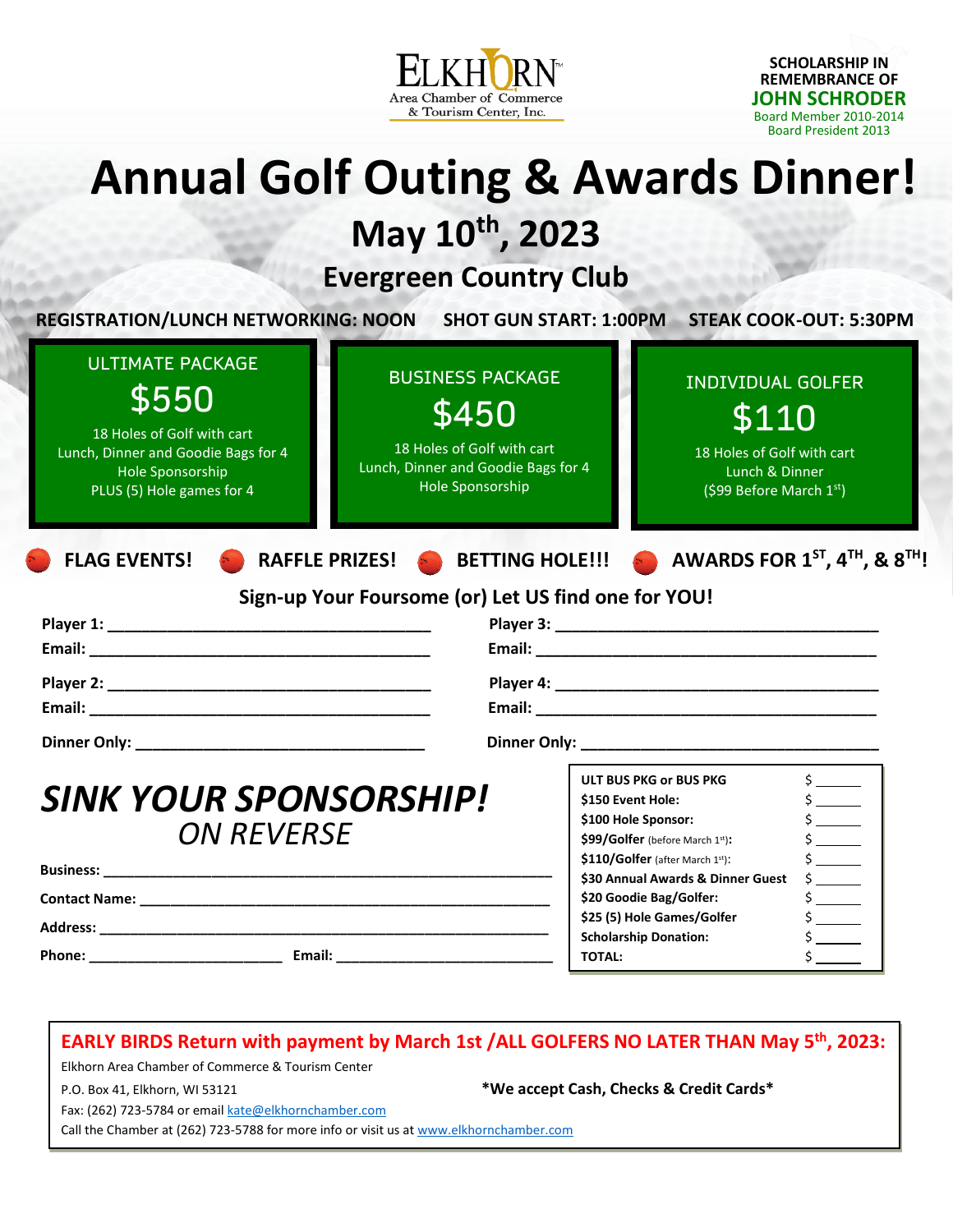ELKHORN Area Chamber of Commerce & Tourism Center, Inc.

**SCHOLARSHIP IN REMEMBRANCE OF**
**JOHN SCHRODER**
Board Member 2010-2014
Board President 2013

# Annual Golf Outing & Awards Dinner!

## May 10th, 2023

## Evergreen Country Club

**REGISTRATION/LUNCH NETWORKING: NOON** **SHOT GUN START: 1:00PM** **STEAK COOK-OUT: 5:30PM**

### ULTIMATE PACKAGE
**$550**

18 Holes of Golf with cart
Lunch, Dinner and Goodie Bags for 4
Hole Sponsorship
PLUS (5) Hole games for 4

### BUSINESS PACKAGE
**$450**

18 Holes of Golf with cart
Lunch, Dinner and Goodie Bags for 4
Hole Sponsorship

### INDIVIDUAL GOLFER
**$110**

18 Holes of Golf with cart
Lunch & Dinner
($99 Before March 1st)

**FLAG EVENTS!** **RAFFLE PRIZES!** **BETTING HOLE!!!** **AWARDS FOR 1ST, 4TH, & 8TH!**

**Sign-up Your Foursome (or) Let US find one for YOU!**

**Player 1:** ____________________________________
**Email:** ____________________________________

**Player 2:** ____________________________________
**Email:** ____________________________________

**Dinner Only:** ____________________________________

**Player 3:** ____________________________________
**Email:** ____________________________________

**Player 4:** ____________________________________
**Email:** ____________________________________

**Dinner Only:** ____________________________________

***SINK YOUR SPONSORSHIP!***
*ON REVERSE*

**Business:** ____________________________________
**Contact Name:** ____________________________________
**Address:** ____________________________________
**Phone:** ________________________ **Email:** ________________________

| Item | Amount |
|---|---|
| **ULT BUS PKG or BUS PKG** | $ ______ |
| **$150 Event Hole:** | $ ______ |
| **$100 Hole Sponsor:** | $ ______ |
| **$99/Golfer** (before March 1st): | $ ______ |
| **$110/Golfer** (after March 1st): | $ ______ |
| **$30 Annual Awards & Dinner Guest** | $ ______ |
| **$20 Goodie Bag/Golfer:** | $ ______ |
| **$25 (5) Hole Games/Golfer** | $ ______ |
| **Scholarship Donation:** | $ ______ |
| **TOTAL:** | $ ______ |

**EARLY BIRDS Return with payment by March 1st /ALL GOLFERS NO LATER THAN May 5th, 2023:**

Elkhorn Area Chamber of Commerce & Tourism Center
P.O. Box 41, Elkhorn, WI 53121
Fax: (262) 723-5784 or email kate@elkhornchamber.com
Call the Chamber at (262) 723-5788 for more info or visit us at www.elkhornchamber.com

**\*We accept Cash, Checks & Credit Cards\***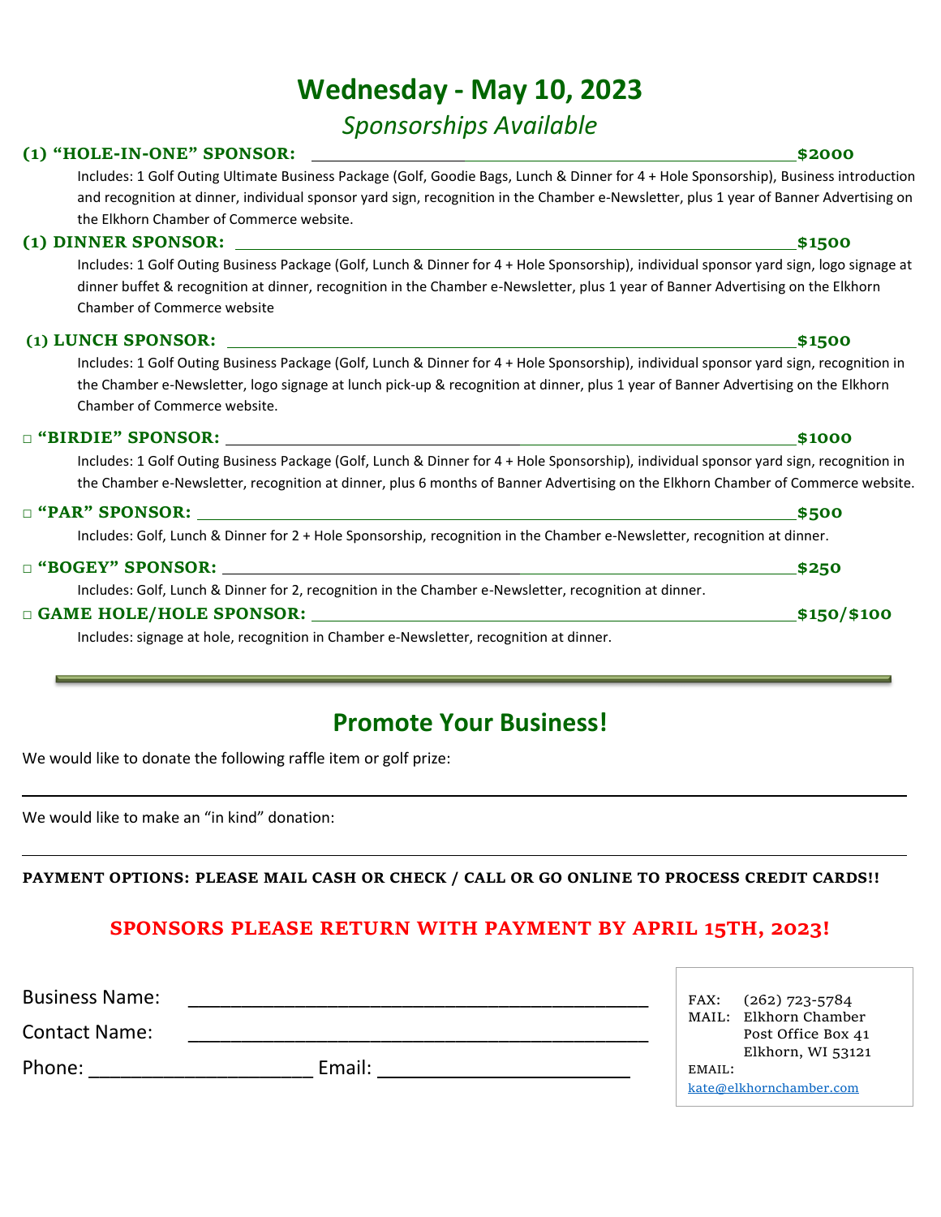# Wednesday - May 10, 2023

## *Sponsorships Available*

**(1) "HOLE-IN-ONE" SPONSOR: ______________________________ $2000**

Includes: 1 Golf Outing Ultimate Business Package (Golf, Goodie Bags, Lunch & Dinner for 4 + Hole Sponsorship), Business introduction and recognition at dinner, individual sponsor yard sign, recognition in the Chamber e-Newsletter, plus 1 year of Banner Advertising on the Elkhorn Chamber of Commerce website.

**(1) DINNER SPONSOR: ______________________________ $1500**

Includes: 1 Golf Outing Business Package (Golf, Lunch & Dinner for 4 + Hole Sponsorship), individual sponsor yard sign, logo signage at dinner buffet & recognition at dinner, recognition in the Chamber e-Newsletter, plus 1 year of Banner Advertising on the Elkhorn Chamber of Commerce website

**(1) LUNCH SPONSOR: ______________________________ $1500**

Includes: 1 Golf Outing Business Package (Golf, Lunch & Dinner for 4 + Hole Sponsorship), individual sponsor yard sign, recognition in the Chamber e-Newsletter, logo signage at lunch pick-up & recognition at dinner, plus 1 year of Banner Advertising on the Elkhorn Chamber of Commerce website.

**□ "BIRDIE" SPONSOR: ______________________________ $1000**

Includes: 1 Golf Outing Business Package (Golf, Lunch & Dinner for 4 + Hole Sponsorship), individual sponsor yard sign, recognition in the Chamber e-Newsletter, recognition at dinner, plus 6 months of Banner Advertising on the Elkhorn Chamber of Commerce website.

**□ "PAR" SPONSOR: ______________________________ $500**

Includes: Golf, Lunch & Dinner for 2 + Hole Sponsorship, recognition in the Chamber e-Newsletter, recognition at dinner.

**□ "BOGEY" SPONSOR: ______________________________ $250**

Includes: Golf, Lunch & Dinner for 2, recognition in the Chamber e-Newsletter, recognition at dinner.

**□ GAME HOLE/HOLE SPONSOR: ______________________________ $150/$100**

Includes: signage at hole, recognition in Chamber e-Newsletter, recognition at dinner.

---

## Promote Your Business!

We would like to donate the following raffle item or golf prize:

______________________________________________________________

We would like to make an "in kind" donation:

______________________________________________________________

**PAYMENT OPTIONS: PLEASE MAIL CASH OR CHECK / CALL OR GO ONLINE TO PROCESS CREDIT CARDS!!**

**SPONSORS PLEASE RETURN WITH PAYMENT BY APRIL 15TH, 2023!**

Business Name: ______________________________

Contact Name: ______________________________

Phone: ____________________ Email: ____________________

FAX: (262) 723-5784
MAIL: Elkhorn Chamber
Post Office Box 41
Elkhorn, WI 53121
EMAIL:
kate@elkhornchamber.com